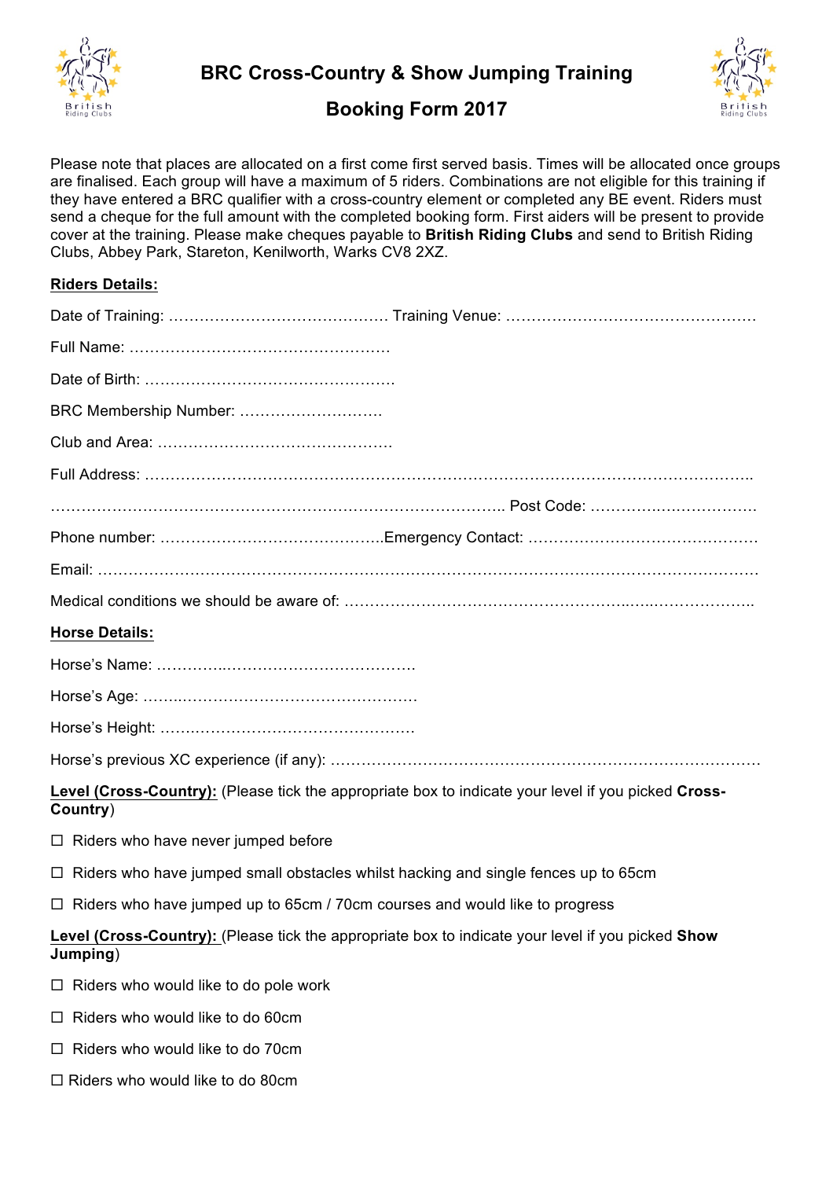# BRC Cross-Country & Show Jumping Training

## Booking Form 2017

Please note that places are allocated on a first come first served basis. Times will be allocated once groups are finalised. Each group will have a maximum of 5 riders. Combinations are not eligible for this training if they have entered a BRC qualifier with a cross-country element or completed any BE event. Riders must send a cheque for the full amount with the completed booking form. First aiders will be present to provide cover at the training. Please make cheques payable to **British Riding Clubs** and send to British Riding Clubs, Abbey Park, Stareton, Kenilworth, Warks CV8 2XZ.

**Riders Details:**

Date of Training: …………………………………… Training Venue: …………………………………………

Full Name: ……………………………………………

Date of Birth: …………………………………………

BRC Membership Number: ……………………….

Club and Area: ……………………………………….

Full Address: ……………………………………………………………………………………………………..

…………………………………………………………………………….. Post Code: …………………………….

Phone number: ……………………………………..Emergency Contact: ………………………………………

Email: ……………………………………………………………………………………………………………

Medical conditions we should be aware of: ……………………………………………………………………..

**Horse Details:**

Horse's Name: ……………………………………………

Horse's Age: ………………………………………………

Horse's Height: ……………………………………………

Horse's previous XC experience (if any): ……………………………………………………………………………

**Level (Cross-Country):** (Please tick the appropriate box to indicate your level if you picked **Cross-Country**)

☐ Riders who have never jumped before

☐ Riders who have jumped small obstacles whilst hacking and single fences up to 65cm

☐ Riders who have jumped up to 65cm / 70cm courses and would like to progress

**Level (Cross-Country):** (Please tick the appropriate box to indicate your level if you picked **Show Jumping**)

☐ Riders who would like to do pole work

☐ Riders who would like to do 60cm

☐ Riders who would like to do 70cm

☐ Riders who would like to do 80cm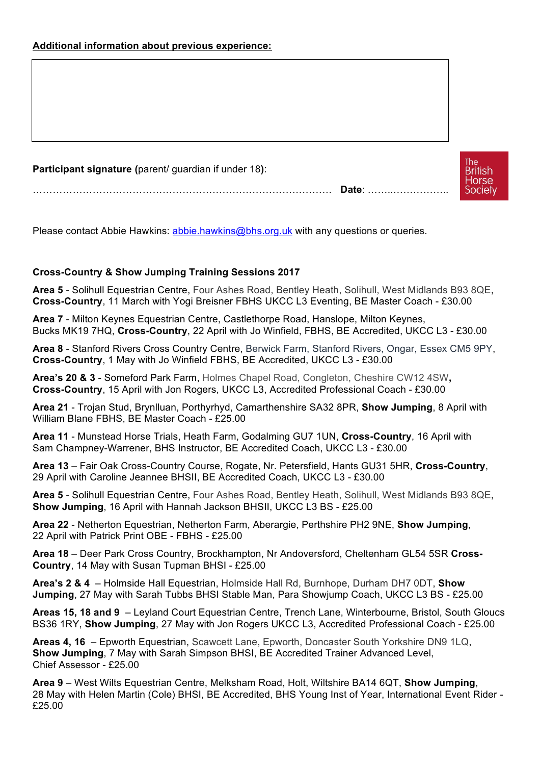**Additional information about previous experience:**

| |
|---|
| |

**Participant signature (**parent/ guardian if under 18**)**:

……………………………………………………………………………… **Date**: ……..……………..

The British Horse Society

Please contact Abbie Hawkins: abbie.hawkins@bhs.org.uk with any questions or queries.

**Cross-Country & Show Jumping Training Sessions 2017**

**Area 5** - Solihull Equestrian Centre, Four Ashes Road, Bentley Heath, Solihull, West Midlands B93 8QE, **Cross-Country**, 11 March with Yogi Breisner FBHS UKCC L3 Eventing, BE Master Coach - £30.00

**Area 7** - Milton Keynes Equestrian Centre, Castlethorpe Road, Hanslope, Milton Keynes, Bucks MK19 7HQ, **Cross-Country**, 22 April with Jo Winfield, FBHS, BE Accredited, UKCC L3 - £30.00

**Area 8** - Stanford Rivers Cross Country Centre, Berwick Farm, Stanford Rivers, Ongar, Essex CM5 9PY, **Cross-Country**, 1 May with Jo Winfield FBHS, BE Accredited, UKCC L3 - £30.00

**Area's 20 & 3** - Someford Park Farm, Holmes Chapel Road, Congleton, Cheshire CW12 4SW**, Cross-Country**, 15 April with Jon Rogers, UKCC L3, Accredited Professional Coach - £30.00

**Area 21** - Trojan Stud, Brynlluan, Porthyrhyd, Camarthenshire SA32 8PR, **Show Jumping**, 8 April with William Blane FBHS, BE Master Coach - £25.00

**Area 11** - Munstead Horse Trials, Heath Farm, Godalming GU7 1UN, **Cross-Country**, 16 April with Sam Champney-Warrener, BHS Instructor, BE Accredited Coach, UKCC L3 - £30.00

**Area 13** – Fair Oak Cross-Country Course, Rogate, Nr. Petersfield, Hants GU31 5HR, **Cross-Country**, 29 April with Caroline Jeannee BHSII, BE Accredited Coach, UKCC L3 - £30.00

**Area 5** - Solihull Equestrian Centre, Four Ashes Road, Bentley Heath, Solihull, West Midlands B93 8QE, **Show Jumping**, 16 April with Hannah Jackson BHSII, UKCC L3 BS - £25.00

**Area 22** - Netherton Equestrian, Netherton Farm, Aberargie, Perthshire PH2 9NE, **Show Jumping**, 22 April with Patrick Print OBE - FBHS - £25.00

**Area 18** – Deer Park Cross Country, Brockhampton, Nr Andoversford, Cheltenham GL54 5SR **Cross-Country**, 14 May with Susan Tupman BHSI - £25.00

**Area's 2 & 4** – Holmside Hall Equestrian, Holmside Hall Rd, Burnhope, Durham DH7 0DT, **Show Jumping**, 27 May with Sarah Tubbs BHSI Stable Man, Para Showjump Coach, UKCC L3 BS - £25.00

**Areas 15, 18 and 9** – Leyland Court Equestrian Centre, Trench Lane, Winterbourne, Bristol, South Gloucs BS36 1RY, **Show Jumping**, 27 May with Jon Rogers UKCC L3, Accredited Professional Coach - £25.00

**Areas 4, 16** – Epworth Equestrian, Scawcett Lane, Epworth, Doncaster South Yorkshire DN9 1LQ, **Show Jumping**, 7 May with Sarah Simpson BHSI, BE Accredited Trainer Advanced Level, Chief Assessor - £25.00

**Area 9** – West Wilts Equestrian Centre, Melksham Road, Holt, Wiltshire BA14 6QT, **Show Jumping**, 28 May with Helen Martin (Cole) BHSI, BE Accredited, BHS Young Inst of Year, International Event Rider - £25.00